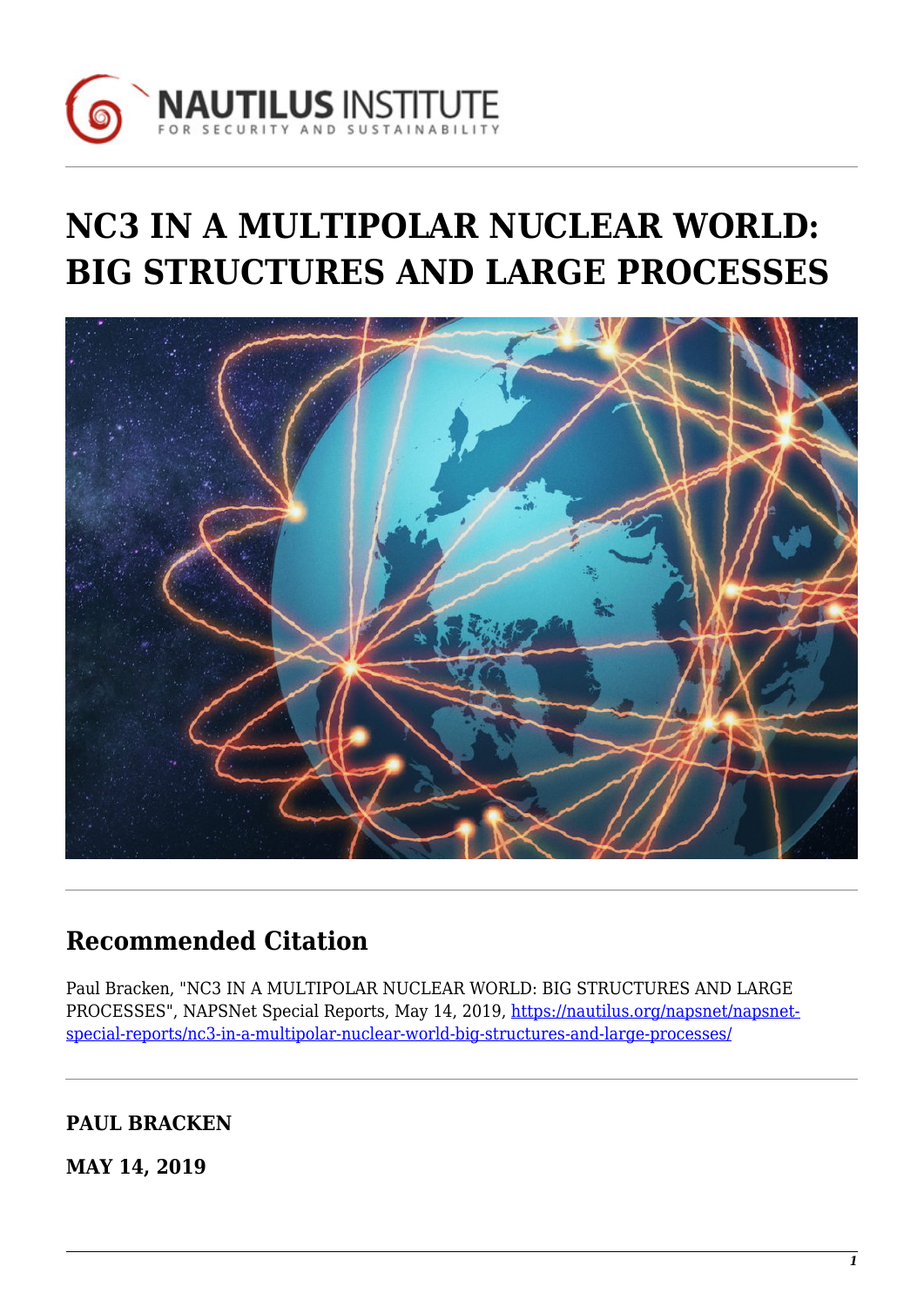# NC3 IN A MULTIPOLAR NUCLEAR WORLD: BIG STRUCTURES AND LARGE PROCESSES

## Recommended Citation

Paul Bracken, "NC3 IN A MULTIPOLAR NUCLEAR WORLD: BIG STRUCTURES AND LARGE PROCESSES", NAPSNet Special Reports, May 14, 2019, https://nautilus.org/napsnet/napsnet-special-reports/nc3-in-a-multipolar-nuclear-world-big-structures-and-large-processes/

**PAUL BRACKEN**

**MAY 14, 2019**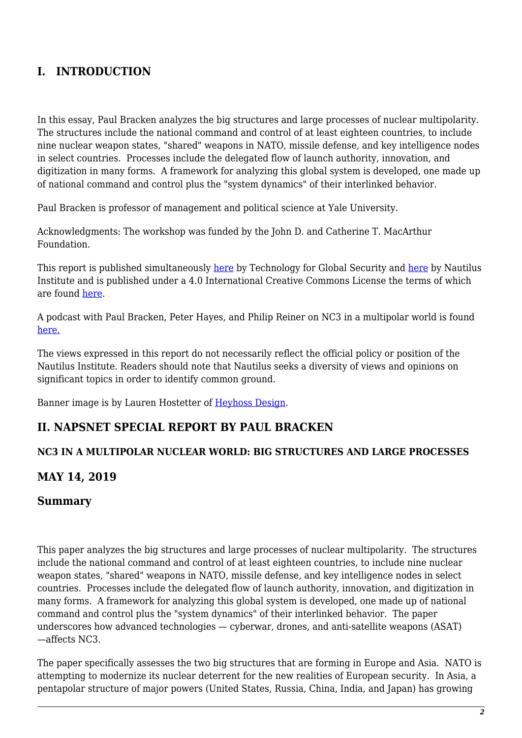## I. INTRODUCTION

In this essay, Paul Bracken analyzes the big structures and large processes of nuclear multipolarity. The structures include the national command and control of at least eighteen countries, to include nine nuclear weapon states, "shared" weapons in NATO, missile defense, and key intelligence nodes in select countries. Processes include the delegated flow of launch authority, innovation, and digitization in many forms. A framework for analyzing this global system is developed, one made up of national command and control plus the "system dynamics" of their interlinked behavior.

Paul Bracken is professor of management and political science at Yale University.

Acknowledgments: The workshop was funded by the John D. and Catherine T. MacArthur Foundation.

This report is published simultaneously here by Technology for Global Security and here by Nautilus Institute and is published under a 4.0 International Creative Commons License the terms of which are found here.

A podcast with Paul Bracken, Peter Hayes, and Philip Reiner on NC3 in a multipolar world is found here.

The views expressed in this report do not necessarily reflect the official policy or position of the Nautilus Institute. Readers should note that Nautilus seeks a diversity of views and opinions on significant topics in order to identify common ground.

Banner image is by Lauren Hostetter of Heyhoss Design.

## II. NAPSNET SPECIAL REPORT BY PAUL BRACKEN

#### NC3 IN A MULTIPOLAR NUCLEAR WORLD: BIG STRUCTURES AND LARGE PROCESSES

### MAY 14, 2019

### Summary

This paper analyzes the big structures and large processes of nuclear multipolarity. The structures include the national command and control of at least eighteen countries, to include nine nuclear weapon states, "shared" weapons in NATO, missile defense, and key intelligence nodes in select countries. Processes include the delegated flow of launch authority, innovation, and digitization in many forms. A framework for analyzing this global system is developed, one made up of national command and control plus the "system dynamics" of their interlinked behavior. The paper underscores how advanced technologies — cyberwar, drones, and anti-satellite weapons (ASAT) —affects NC3.

The paper specifically assesses the two big structures that are forming in Europe and Asia. NATO is attempting to modernize its nuclear deterrent for the new realities of European security. In Asia, a pentapolar structure of major powers (United States, Russia, China, India, and Japan) has growing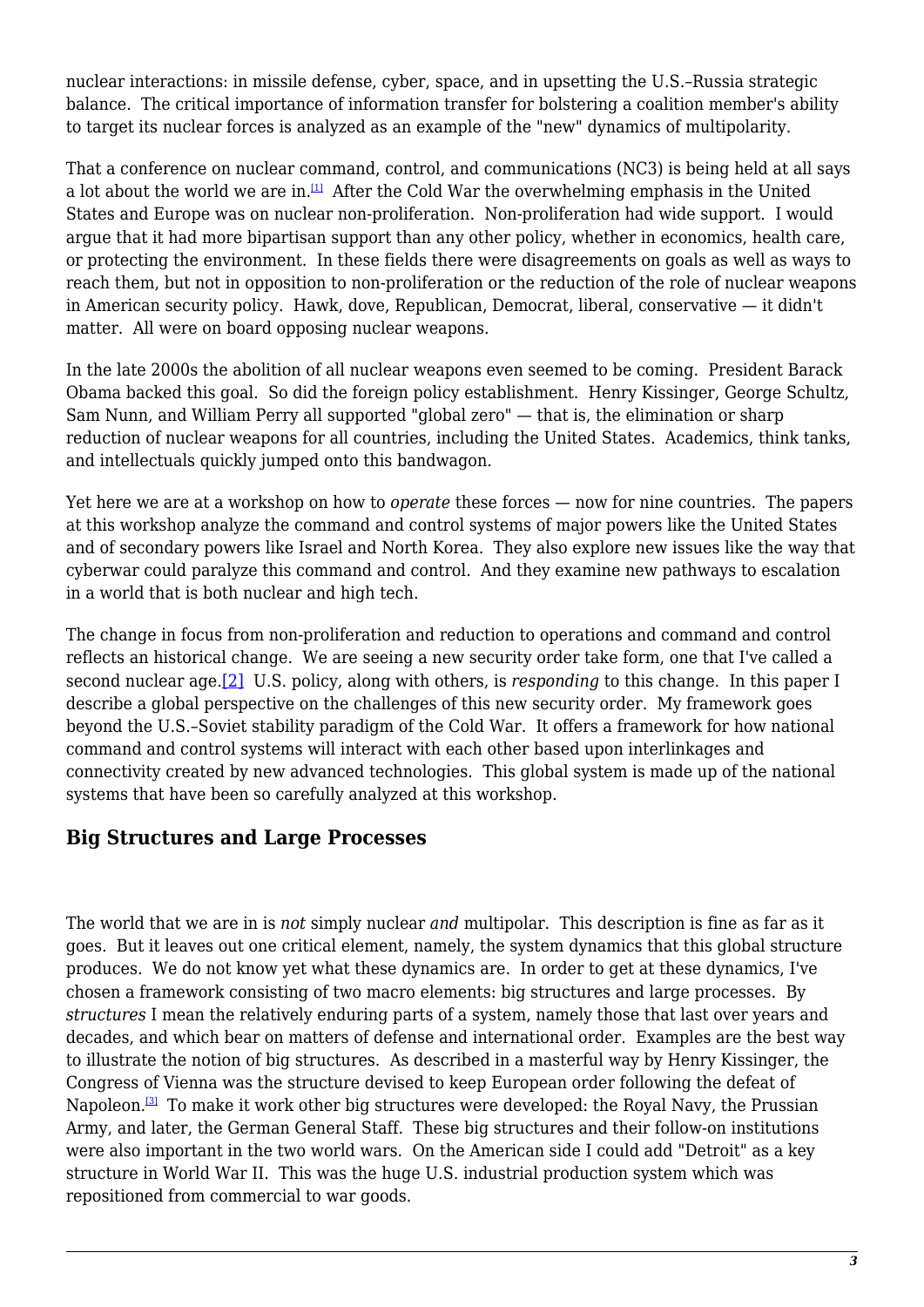nuclear interactions: in missile defense, cyber, space, and in upsetting the U.S.–Russia strategic balance. The critical importance of information transfer for bolstering a coalition member's ability to target its nuclear forces is analyzed as an example of the "new" dynamics of multipolarity.

That a conference on nuclear command, control, and communications (NC3) is being held at all says a lot about the world we are in.[1] After the Cold War the overwhelming emphasis in the United States and Europe was on nuclear non-proliferation. Non-proliferation had wide support. I would argue that it had more bipartisan support than any other policy, whether in economics, health care, or protecting the environment. In these fields there were disagreements on goals as well as ways to reach them, but not in opposition to non-proliferation or the reduction of the role of nuclear weapons in American security policy. Hawk, dove, Republican, Democrat, liberal, conservative — it didn't matter. All were on board opposing nuclear weapons.

In the late 2000s the abolition of all nuclear weapons even seemed to be coming. President Barack Obama backed this goal. So did the foreign policy establishment. Henry Kissinger, George Schultz, Sam Nunn, and William Perry all supported "global zero" — that is, the elimination or sharp reduction of nuclear weapons for all countries, including the United States. Academics, think tanks, and intellectuals quickly jumped onto this bandwagon.

Yet here we are at a workshop on how to *operate* these forces — now for nine countries. The papers at this workshop analyze the command and control systems of major powers like the United States and of secondary powers like Israel and North Korea. They also explore new issues like the way that cyberwar could paralyze this command and control. And they examine new pathways to escalation in a world that is both nuclear and high tech.

The change in focus from non-proliferation and reduction to operations and command and control reflects an historical change. We are seeing a new security order take form, one that I've called a second nuclear age.[2] U.S. policy, along with others, is *responding* to this change. In this paper I describe a global perspective on the challenges of this new security order. My framework goes beyond the U.S.–Soviet stability paradigm of the Cold War. It offers a framework for how national command and control systems will interact with each other based upon interlinkages and connectivity created by new advanced technologies. This global system is made up of the national systems that have been so carefully analyzed at this workshop.

## Big Structures and Large Processes

The world that we are in is *not* simply nuclear *and* multipolar. This description is fine as far as it goes. But it leaves out one critical element, namely, the system dynamics that this global structure produces. We do not know yet what these dynamics are. In order to get at these dynamics, I've chosen a framework consisting of two macro elements: big structures and large processes. By *structures* I mean the relatively enduring parts of a system, namely those that last over years and decades, and which bear on matters of defense and international order. Examples are the best way to illustrate the notion of big structures. As described in a masterful way by Henry Kissinger, the Congress of Vienna was the structure devised to keep European order following the defeat of Napoleon.[3] To make it work other big structures were developed: the Royal Navy, the Prussian Army, and later, the German General Staff. These big structures and their follow-on institutions were also important in the two world wars. On the American side I could add "Detroit" as a key structure in World War II. This was the huge U.S. industrial production system which was repositioned from commercial to war goods.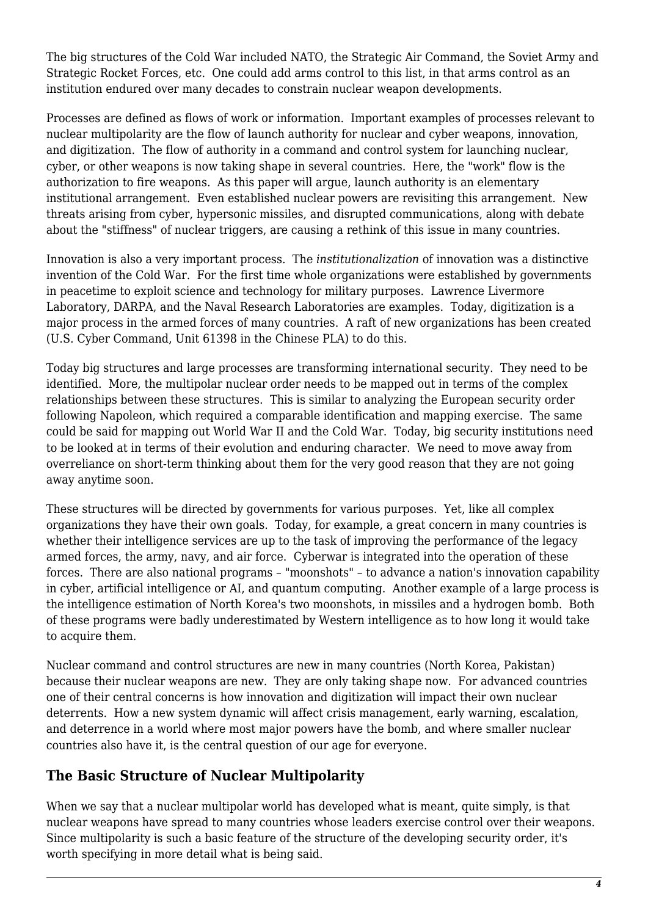The big structures of the Cold War included NATO, the Strategic Air Command, the Soviet Army and Strategic Rocket Forces, etc. One could add arms control to this list, in that arms control as an institution endured over many decades to constrain nuclear weapon developments.

Processes are defined as flows of work or information. Important examples of processes relevant to nuclear multipolarity are the flow of launch authority for nuclear and cyber weapons, innovation, and digitization. The flow of authority in a command and control system for launching nuclear, cyber, or other weapons is now taking shape in several countries. Here, the "work" flow is the authorization to fire weapons. As this paper will argue, launch authority is an elementary institutional arrangement. Even established nuclear powers are revisiting this arrangement. New threats arising from cyber, hypersonic missiles, and disrupted communications, along with debate about the "stiffness" of nuclear triggers, are causing a rethink of this issue in many countries.

Innovation is also a very important process. The *institutionalization* of innovation was a distinctive invention of the Cold War. For the first time whole organizations were established by governments in peacetime to exploit science and technology for military purposes. Lawrence Livermore Laboratory, DARPA, and the Naval Research Laboratories are examples. Today, digitization is a major process in the armed forces of many countries. A raft of new organizations has been created (U.S. Cyber Command, Unit 61398 in the Chinese PLA) to do this.

Today big structures and large processes are transforming international security. They need to be identified. More, the multipolar nuclear order needs to be mapped out in terms of the complex relationships between these structures. This is similar to analyzing the European security order following Napoleon, which required a comparable identification and mapping exercise. The same could be said for mapping out World War II and the Cold War. Today, big security institutions need to be looked at in terms of their evolution and enduring character. We need to move away from overreliance on short-term thinking about them for the very good reason that they are not going away anytime soon.

These structures will be directed by governments for various purposes. Yet, like all complex organizations they have their own goals. Today, for example, a great concern in many countries is whether their intelligence services are up to the task of improving the performance of the legacy armed forces, the army, navy, and air force. Cyberwar is integrated into the operation of these forces. There are also national programs – "moonshots" – to advance a nation's innovation capability in cyber, artificial intelligence or AI, and quantum computing. Another example of a large process is the intelligence estimation of North Korea's two moonshots, in missiles and a hydrogen bomb. Both of these programs were badly underestimated by Western intelligence as to how long it would take to acquire them.

Nuclear command and control structures are new in many countries (North Korea, Pakistan) because their nuclear weapons are new. They are only taking shape now. For advanced countries one of their central concerns is how innovation and digitization will impact their own nuclear deterrents. How a new system dynamic will affect crisis management, early warning, escalation, and deterrence in a world where most major powers have the bomb, and where smaller nuclear countries also have it, is the central question of our age for everyone.

## The Basic Structure of Nuclear Multipolarity

When we say that a nuclear multipolar world has developed what is meant, quite simply, is that nuclear weapons have spread to many countries whose leaders exercise control over their weapons. Since multipolarity is such a basic feature of the structure of the developing security order, it's worth specifying in more detail what is being said.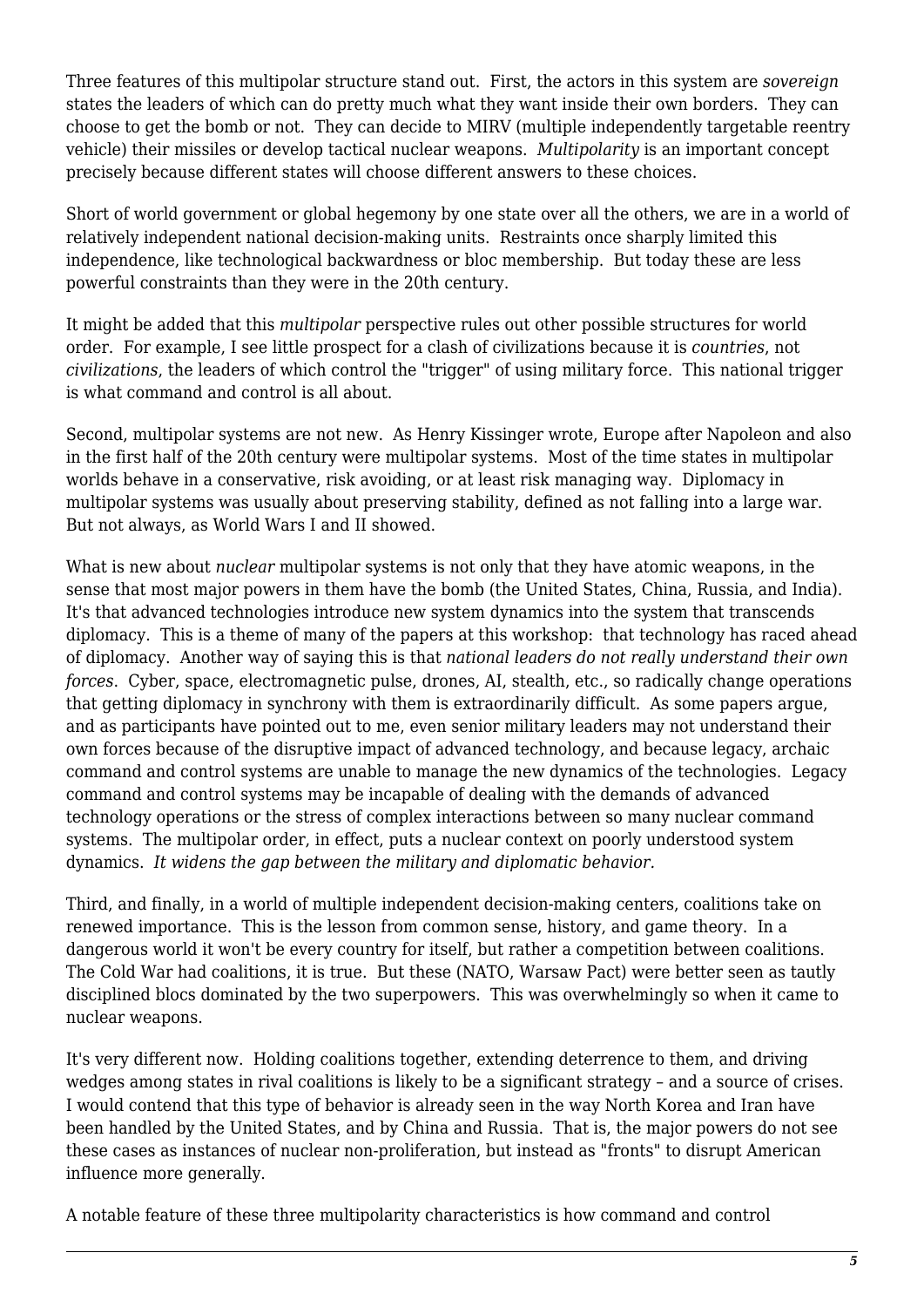Three features of this multipolar structure stand out. First, the actors in this system are *sovereign* states the leaders of which can do pretty much what they want inside their own borders. They can choose to get the bomb or not. They can decide to MIRV (multiple independently targetable reentry vehicle) their missiles or develop tactical nuclear weapons. *Multipolarity* is an important concept precisely because different states will choose different answers to these choices.

Short of world government or global hegemony by one state over all the others, we are in a world of relatively independent national decision-making units. Restraints once sharply limited this independence, like technological backwardness or bloc membership. But today these are less powerful constraints than they were in the 20th century.

It might be added that this *multipolar* perspective rules out other possible structures for world order. For example, I see little prospect for a clash of civilizations because it is *countries*, not *civilizations*, the leaders of which control the "trigger" of using military force. This national trigger is what command and control is all about.

Second, multipolar systems are not new. As Henry Kissinger wrote, Europe after Napoleon and also in the first half of the 20th century were multipolar systems. Most of the time states in multipolar worlds behave in a conservative, risk avoiding, or at least risk managing way. Diplomacy in multipolar systems was usually about preserving stability, defined as not falling into a large war. But not always, as World Wars I and II showed.

What is new about *nuclear* multipolar systems is not only that they have atomic weapons, in the sense that most major powers in them have the bomb (the United States, China, Russia, and India). It's that advanced technologies introduce new system dynamics into the system that transcends diplomacy. This is a theme of many of the papers at this workshop: that technology has raced ahead of diplomacy. Another way of saying this is that *national leaders do not really understand their own forces*. Cyber, space, electromagnetic pulse, drones, AI, stealth, etc., so radically change operations that getting diplomacy in synchrony with them is extraordinarily difficult. As some papers argue, and as participants have pointed out to me, even senior military leaders may not understand their own forces because of the disruptive impact of advanced technology, and because legacy, archaic command and control systems are unable to manage the new dynamics of the technologies. Legacy command and control systems may be incapable of dealing with the demands of advanced technology operations or the stress of complex interactions between so many nuclear command systems. The multipolar order, in effect, puts a nuclear context on poorly understood system dynamics. *It widens the gap between the military and diplomatic behavior.*

Third, and finally, in a world of multiple independent decision-making centers, coalitions take on renewed importance. This is the lesson from common sense, history, and game theory. In a dangerous world it won't be every country for itself, but rather a competition between coalitions. The Cold War had coalitions, it is true. But these (NATO, Warsaw Pact) were better seen as tautly disciplined blocs dominated by the two superpowers. This was overwhelmingly so when it came to nuclear weapons.

It's very different now. Holding coalitions together, extending deterrence to them, and driving wedges among states in rival coalitions is likely to be a significant strategy – and a source of crises. I would contend that this type of behavior is already seen in the way North Korea and Iran have been handled by the United States, and by China and Russia. That is, the major powers do not see these cases as instances of nuclear non-proliferation, but instead as "fronts" to disrupt American influence more generally.

A notable feature of these three multipolarity characteristics is how command and control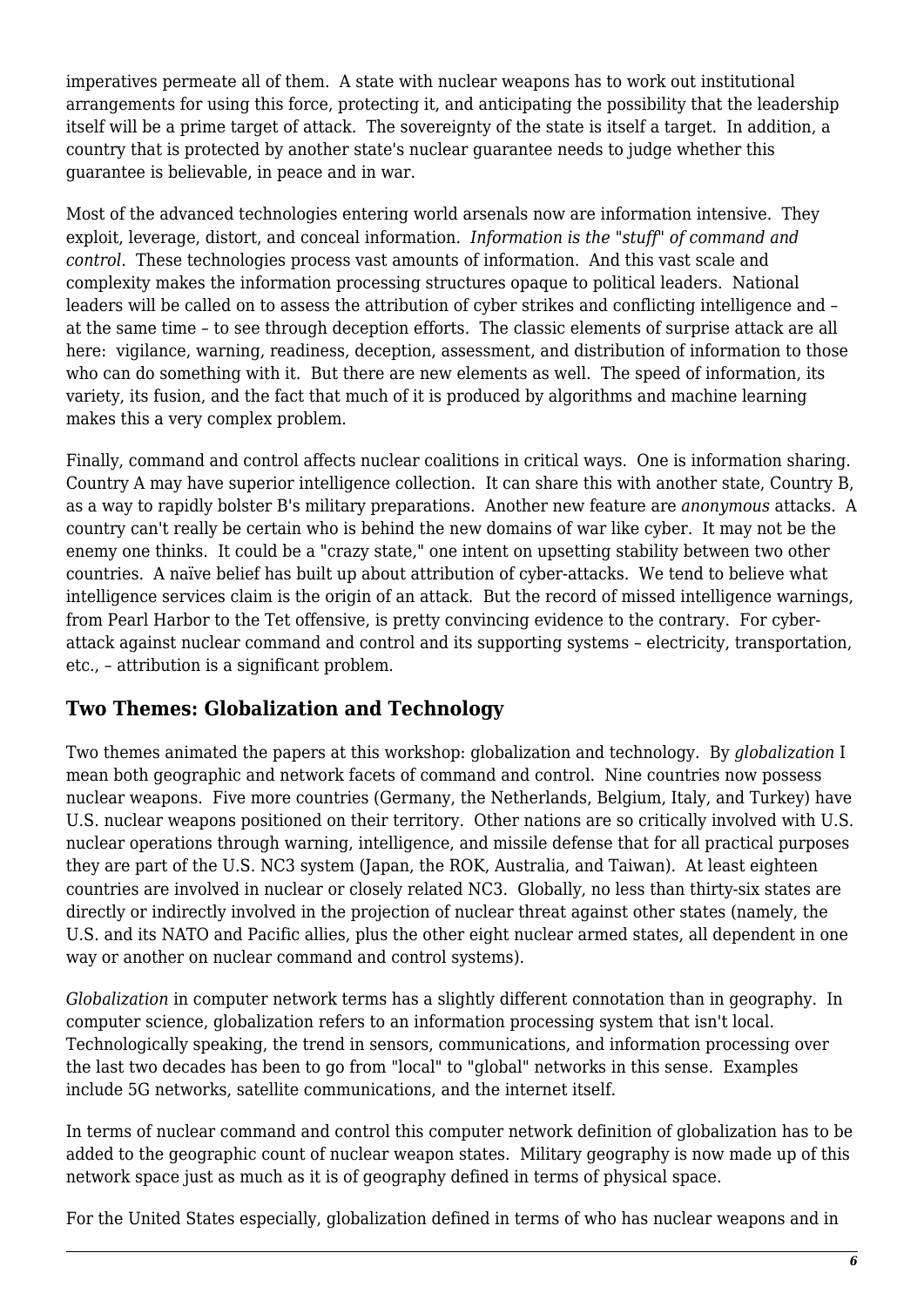imperatives permeate all of them. A state with nuclear weapons has to work out institutional arrangements for using this force, protecting it, and anticipating the possibility that the leadership itself will be a prime target of attack. The sovereignty of the state is itself a target. In addition, a country that is protected by another state's nuclear guarantee needs to judge whether this guarantee is believable, in peace and in war.

Most of the advanced technologies entering world arsenals now are information intensive. They exploit, leverage, distort, and conceal information. *Information is the "stuff" of command and control*. These technologies process vast amounts of information. And this vast scale and complexity makes the information processing structures opaque to political leaders. National leaders will be called on to assess the attribution of cyber strikes and conflicting intelligence and – at the same time – to see through deception efforts. The classic elements of surprise attack are all here: vigilance, warning, readiness, deception, assessment, and distribution of information to those who can do something with it. But there are new elements as well. The speed of information, its variety, its fusion, and the fact that much of it is produced by algorithms and machine learning makes this a very complex problem.

Finally, command and control affects nuclear coalitions in critical ways. One is information sharing. Country A may have superior intelligence collection. It can share this with another state, Country B, as a way to rapidly bolster B's military preparations. Another new feature are *anonymous* attacks. A country can't really be certain who is behind the new domains of war like cyber. It may not be the enemy one thinks. It could be a "crazy state," one intent on upsetting stability between two other countries. A naïve belief has built up about attribution of cyber-attacks. We tend to believe what intelligence services claim is the origin of an attack. But the record of missed intelligence warnings, from Pearl Harbor to the Tet offensive, is pretty convincing evidence to the contrary. For cyber-attack against nuclear command and control and its supporting systems – electricity, transportation, etc., – attribution is a significant problem.

## Two Themes: Globalization and Technology

Two themes animated the papers at this workshop: globalization and technology. By *globalization* I mean both geographic and network facets of command and control. Nine countries now possess nuclear weapons. Five more countries (Germany, the Netherlands, Belgium, Italy, and Turkey) have U.S. nuclear weapons positioned on their territory. Other nations are so critically involved with U.S. nuclear operations through warning, intelligence, and missile defense that for all practical purposes they are part of the U.S. NC3 system (Japan, the ROK, Australia, and Taiwan). At least eighteen countries are involved in nuclear or closely related NC3. Globally, no less than thirty-six states are directly or indirectly involved in the projection of nuclear threat against other states (namely, the U.S. and its NATO and Pacific allies, plus the other eight nuclear armed states, all dependent in one way or another on nuclear command and control systems).

*Globalization* in computer network terms has a slightly different connotation than in geography. In computer science, globalization refers to an information processing system that isn't local. Technologically speaking, the trend in sensors, communications, and information processing over the last two decades has been to go from "local" to "global" networks in this sense. Examples include 5G networks, satellite communications, and the internet itself.

In terms of nuclear command and control this computer network definition of globalization has to be added to the geographic count of nuclear weapon states. Military geography is now made up of this network space just as much as it is of geography defined in terms of physical space.

For the United States especially, globalization defined in terms of who has nuclear weapons and in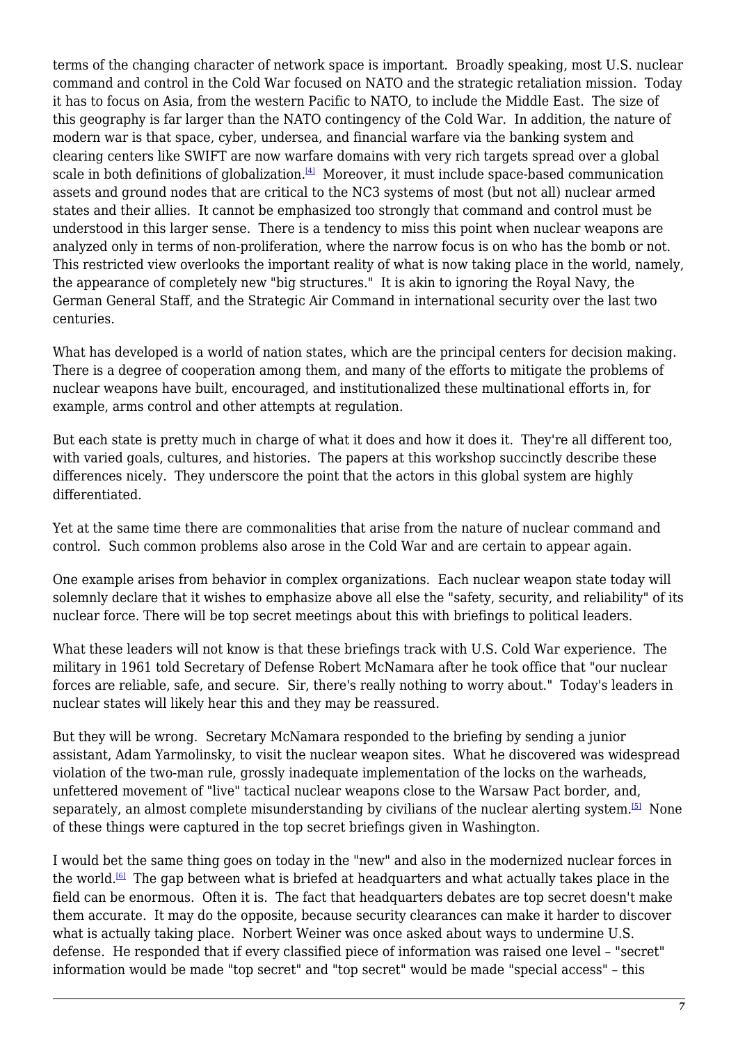terms of the changing character of network space is important. Broadly speaking, most U.S. nuclear command and control in the Cold War focused on NATO and the strategic retaliation mission. Today it has to focus on Asia, from the western Pacific to NATO, to include the Middle East. The size of this geography is far larger than the NATO contingency of the Cold War. In addition, the nature of modern war is that space, cyber, undersea, and financial warfare via the banking system and clearing centers like SWIFT are now warfare domains with very rich targets spread over a global scale in both definitions of globalization.[4] Moreover, it must include space-based communication assets and ground nodes that are critical to the NC3 systems of most (but not all) nuclear armed states and their allies. It cannot be emphasized too strongly that command and control must be understood in this larger sense. There is a tendency to miss this point when nuclear weapons are analyzed only in terms of non-proliferation, where the narrow focus is on who has the bomb or not. This restricted view overlooks the important reality of what is now taking place in the world, namely, the appearance of completely new "big structures." It is akin to ignoring the Royal Navy, the German General Staff, and the Strategic Air Command in international security over the last two centuries.

What has developed is a world of nation states, which are the principal centers for decision making. There is a degree of cooperation among them, and many of the efforts to mitigate the problems of nuclear weapons have built, encouraged, and institutionalized these multinational efforts in, for example, arms control and other attempts at regulation.

But each state is pretty much in charge of what it does and how it does it. They're all different too, with varied goals, cultures, and histories. The papers at this workshop succinctly describe these differences nicely. They underscore the point that the actors in this global system are highly differentiated.

Yet at the same time there are commonalities that arise from the nature of nuclear command and control. Such common problems also arose in the Cold War and are certain to appear again.

One example arises from behavior in complex organizations. Each nuclear weapon state today will solemnly declare that it wishes to emphasize above all else the "safety, security, and reliability" of its nuclear force. There will be top secret meetings about this with briefings to political leaders.

What these leaders will not know is that these briefings track with U.S. Cold War experience. The military in 1961 told Secretary of Defense Robert McNamara after he took office that "our nuclear forces are reliable, safe, and secure. Sir, there's really nothing to worry about." Today's leaders in nuclear states will likely hear this and they may be reassured.

But they will be wrong. Secretary McNamara responded to the briefing by sending a junior assistant, Adam Yarmolinsky, to visit the nuclear weapon sites. What he discovered was widespread violation of the two-man rule, grossly inadequate implementation of the locks on the warheads, unfettered movement of "live" tactical nuclear weapons close to the Warsaw Pact border, and, separately, an almost complete misunderstanding by civilians of the nuclear alerting system.[5] None of these things were captured in the top secret briefings given in Washington.

I would bet the same thing goes on today in the "new" and also in the modernized nuclear forces in the world.[6] The gap between what is briefed at headquarters and what actually takes place in the field can be enormous. Often it is. The fact that headquarters debates are top secret doesn't make them accurate. It may do the opposite, because security clearances can make it harder to discover what is actually taking place. Norbert Weiner was once asked about ways to undermine U.S. defense. He responded that if every classified piece of information was raised one level – "secret" information would be made "top secret" and "top secret" would be made "special access" – this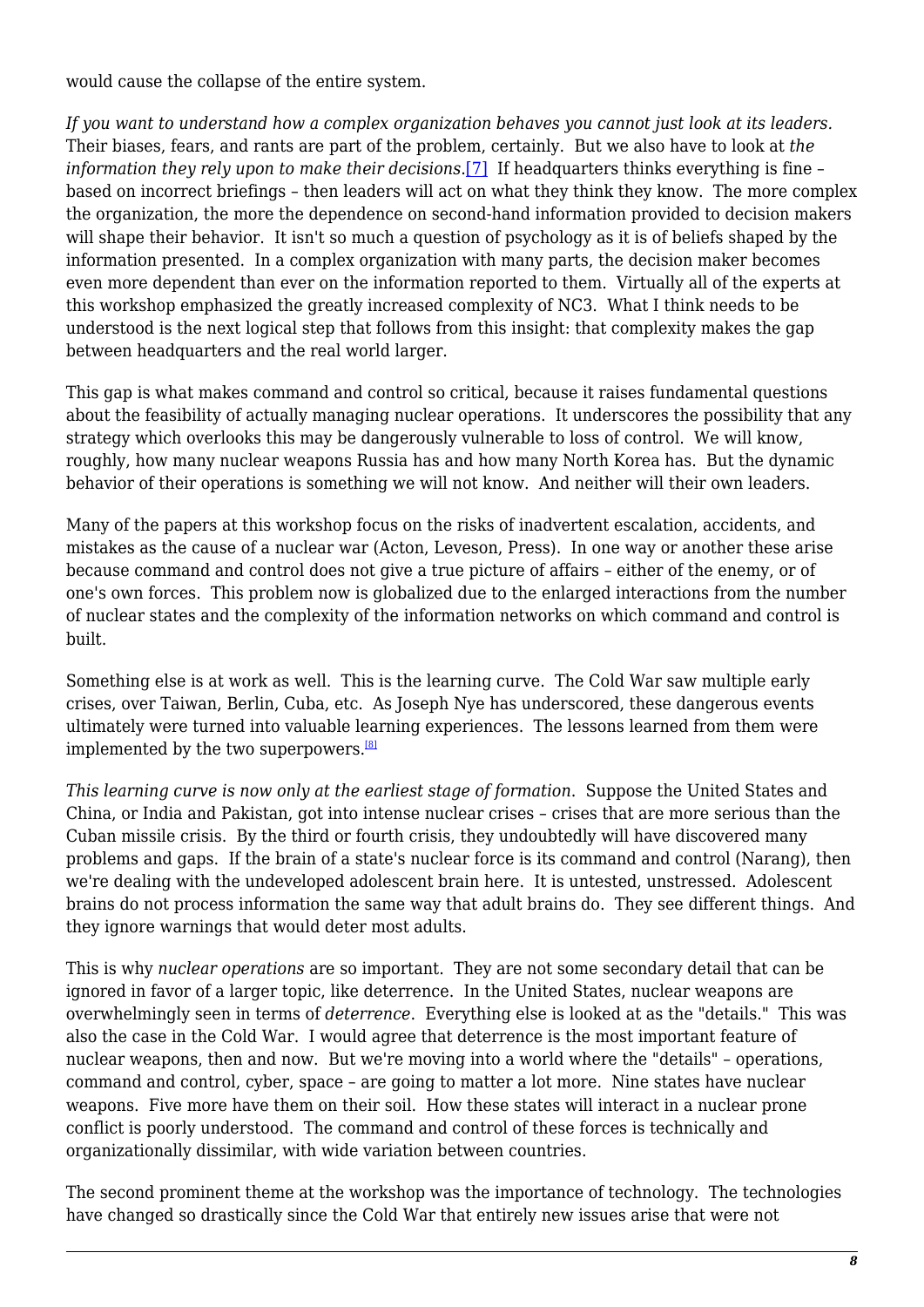would cause the collapse of the entire system.

*If you want to understand how a complex organization behaves you cannot just look at its leaders.* Their biases, fears, and rants are part of the problem, certainly. But we also have to look at *the information they rely upon to make their decisions*.[7] If headquarters thinks everything is fine – based on incorrect briefings – then leaders will act on what they think they know. The more complex the organization, the more the dependence on second-hand information provided to decision makers will shape their behavior. It isn't so much a question of psychology as it is of beliefs shaped by the information presented. In a complex organization with many parts, the decision maker becomes even more dependent than ever on the information reported to them. Virtually all of the experts at this workshop emphasized the greatly increased complexity of NC3. What I think needs to be understood is the next logical step that follows from this insight: that complexity makes the gap between headquarters and the real world larger.

This gap is what makes command and control so critical, because it raises fundamental questions about the feasibility of actually managing nuclear operations. It underscores the possibility that any strategy which overlooks this may be dangerously vulnerable to loss of control. We will know, roughly, how many nuclear weapons Russia has and how many North Korea has. But the dynamic behavior of their operations is something we will not know. And neither will their own leaders.

Many of the papers at this workshop focus on the risks of inadvertent escalation, accidents, and mistakes as the cause of a nuclear war (Acton, Leveson, Press). In one way or another these arise because command and control does not give a true picture of affairs – either of the enemy, or of one's own forces. This problem now is globalized due to the enlarged interactions from the number of nuclear states and the complexity of the information networks on which command and control is built.

Something else is at work as well. This is the learning curve. The Cold War saw multiple early crises, over Taiwan, Berlin, Cuba, etc. As Joseph Nye has underscored, these dangerous events ultimately were turned into valuable learning experiences. The lessons learned from them were implemented by the two superpowers.[8]

*This learning curve is now only at the earliest stage of formation*. Suppose the United States and China, or India and Pakistan, got into intense nuclear crises – crises that are more serious than the Cuban missile crisis. By the third or fourth crisis, they undoubtedly will have discovered many problems and gaps. If the brain of a state's nuclear force is its command and control (Narang), then we're dealing with the undeveloped adolescent brain here. It is untested, unstressed. Adolescent brains do not process information the same way that adult brains do. They see different things. And they ignore warnings that would deter most adults.

This is why *nuclear operations* are so important. They are not some secondary detail that can be ignored in favor of a larger topic, like deterrence. In the United States, nuclear weapons are overwhelmingly seen in terms of *deterrence*. Everything else is looked at as the "details." This was also the case in the Cold War. I would agree that deterrence is the most important feature of nuclear weapons, then and now. But we're moving into a world where the "details" – operations, command and control, cyber, space – are going to matter a lot more. Nine states have nuclear weapons. Five more have them on their soil. How these states will interact in a nuclear prone conflict is poorly understood. The command and control of these forces is technically and organizationally dissimilar, with wide variation between countries.

The second prominent theme at the workshop was the importance of technology. The technologies have changed so drastically since the Cold War that entirely new issues arise that were not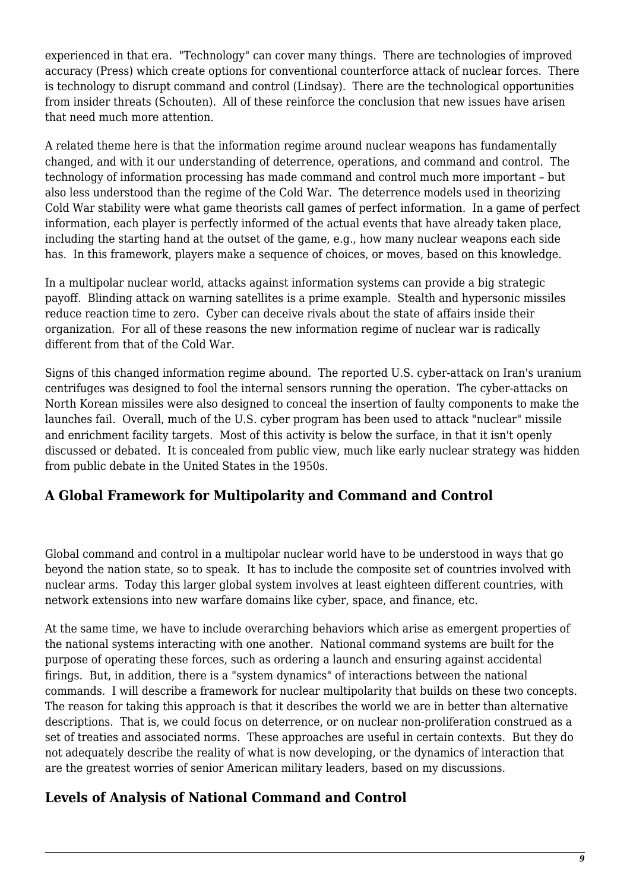experienced in that era. "Technology" can cover many things. There are technologies of improved accuracy (Press) which create options for conventional counterforce attack of nuclear forces. There is technology to disrupt command and control (Lindsay). There are the technological opportunities from insider threats (Schouten). All of these reinforce the conclusion that new issues have arisen that need much more attention.

A related theme here is that the information regime around nuclear weapons has fundamentally changed, and with it our understanding of deterrence, operations, and command and control. The technology of information processing has made command and control much more important – but also less understood than the regime of the Cold War. The deterrence models used in theorizing Cold War stability were what game theorists call games of perfect information. In a game of perfect information, each player is perfectly informed of the actual events that have already taken place, including the starting hand at the outset of the game, e.g., how many nuclear weapons each side has. In this framework, players make a sequence of choices, or moves, based on this knowledge.

In a multipolar nuclear world, attacks against information systems can provide a big strategic payoff. Blinding attack on warning satellites is a prime example. Stealth and hypersonic missiles reduce reaction time to zero. Cyber can deceive rivals about the state of affairs inside their organization. For all of these reasons the new information regime of nuclear war is radically different from that of the Cold War.

Signs of this changed information regime abound. The reported U.S. cyber-attack on Iran's uranium centrifuges was designed to fool the internal sensors running the operation. The cyber-attacks on North Korean missiles were also designed to conceal the insertion of faulty components to make the launches fail. Overall, much of the U.S. cyber program has been used to attack "nuclear" missile and enrichment facility targets. Most of this activity is below the surface, in that it isn't openly discussed or debated. It is concealed from public view, much like early nuclear strategy was hidden from public debate in the United States in the 1950s.

## A Global Framework for Multipolarity and Command and Control

Global command and control in a multipolar nuclear world have to be understood in ways that go beyond the nation state, so to speak. It has to include the composite set of countries involved with nuclear arms. Today this larger global system involves at least eighteen different countries, with network extensions into new warfare domains like cyber, space, and finance, etc.

At the same time, we have to include overarching behaviors which arise as emergent properties of the national systems interacting with one another. National command systems are built for the purpose of operating these forces, such as ordering a launch and ensuring against accidental firings. But, in addition, there is a "system dynamics" of interactions between the national commands. I will describe a framework for nuclear multipolarity that builds on these two concepts. The reason for taking this approach is that it describes the world we are in better than alternative descriptions. That is, we could focus on deterrence, or on nuclear non-proliferation construed as a set of treaties and associated norms. These approaches are useful in certain contexts. But they do not adequately describe the reality of what is now developing, or the dynamics of interaction that are the greatest worries of senior American military leaders, based on my discussions.

## Levels of Analysis of National Command and Control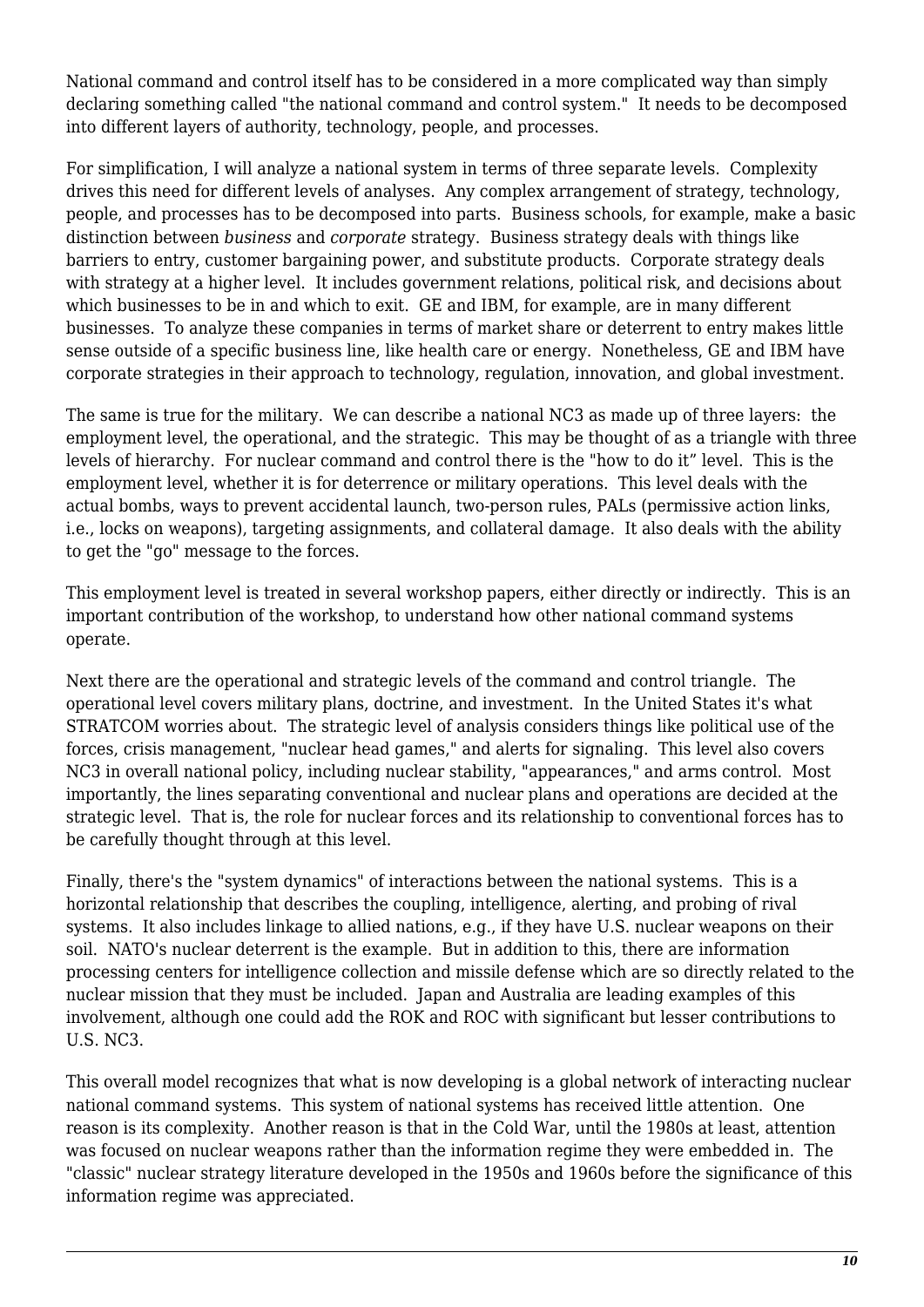National command and control itself has to be considered in a more complicated way than simply declaring something called "the national command and control system." It needs to be decomposed into different layers of authority, technology, people, and processes.

For simplification, I will analyze a national system in terms of three separate levels. Complexity drives this need for different levels of analyses. Any complex arrangement of strategy, technology, people, and processes has to be decomposed into parts. Business schools, for example, make a basic distinction between *business* and *corporate* strategy. Business strategy deals with things like barriers to entry, customer bargaining power, and substitute products. Corporate strategy deals with strategy at a higher level. It includes government relations, political risk, and decisions about which businesses to be in and which to exit. GE and IBM, for example, are in many different businesses. To analyze these companies in terms of market share or deterrent to entry makes little sense outside of a specific business line, like health care or energy. Nonetheless, GE and IBM have corporate strategies in their approach to technology, regulation, innovation, and global investment.

The same is true for the military. We can describe a national NC3 as made up of three layers: the employment level, the operational, and the strategic. This may be thought of as a triangle with three levels of hierarchy. For nuclear command and control there is the "how to do it" level. This is the employment level, whether it is for deterrence or military operations. This level deals with the actual bombs, ways to prevent accidental launch, two-person rules, PALs (permissive action links, i.e., locks on weapons), targeting assignments, and collateral damage. It also deals with the ability to get the "go" message to the forces.

This employment level is treated in several workshop papers, either directly or indirectly. This is an important contribution of the workshop, to understand how other national command systems operate.

Next there are the operational and strategic levels of the command and control triangle. The operational level covers military plans, doctrine, and investment. In the United States it's what STRATCOM worries about. The strategic level of analysis considers things like political use of the forces, crisis management, "nuclear head games," and alerts for signaling. This level also covers NC3 in overall national policy, including nuclear stability, "appearances," and arms control. Most importantly, the lines separating conventional and nuclear plans and operations are decided at the strategic level. That is, the role for nuclear forces and its relationship to conventional forces has to be carefully thought through at this level.

Finally, there's the "system dynamics" of interactions between the national systems. This is a horizontal relationship that describes the coupling, intelligence, alerting, and probing of rival systems. It also includes linkage to allied nations, e.g., if they have U.S. nuclear weapons on their soil. NATO's nuclear deterrent is the example. But in addition to this, there are information processing centers for intelligence collection and missile defense which are so directly related to the nuclear mission that they must be included. Japan and Australia are leading examples of this involvement, although one could add the ROK and ROC with significant but lesser contributions to U.S. NC3.

This overall model recognizes that what is now developing is a global network of interacting nuclear national command systems. This system of national systems has received little attention. One reason is its complexity. Another reason is that in the Cold War, until the 1980s at least, attention was focused on nuclear weapons rather than the information regime they were embedded in. The "classic" nuclear strategy literature developed in the 1950s and 1960s before the significance of this information regime was appreciated.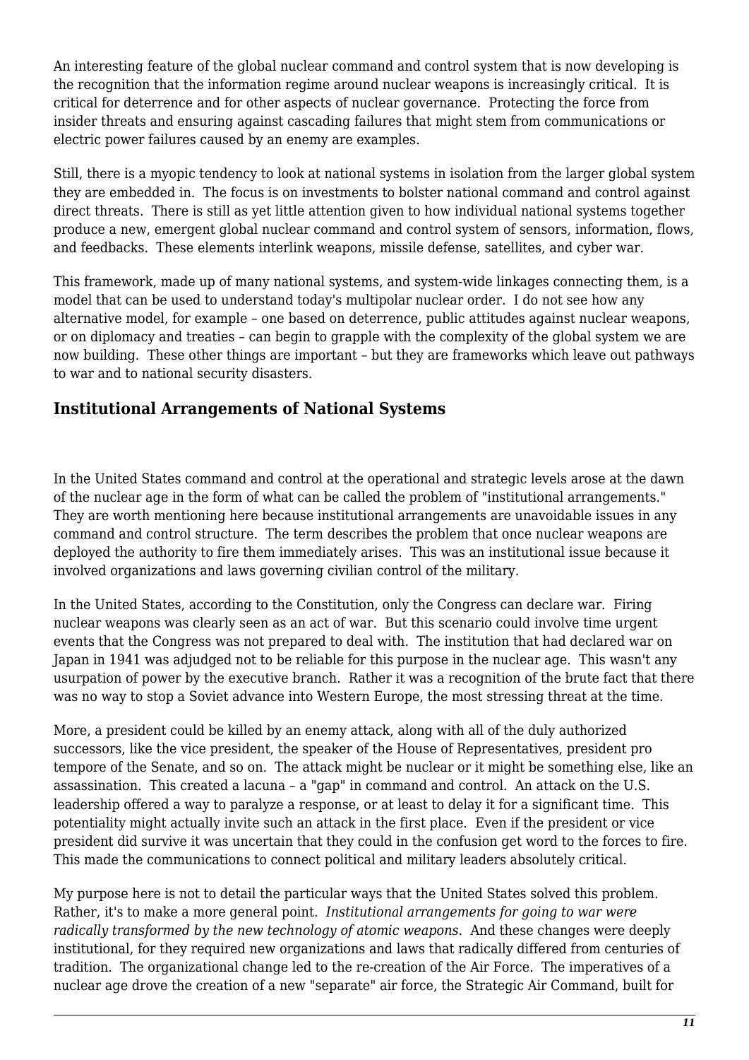An interesting feature of the global nuclear command and control system that is now developing is the recognition that the information regime around nuclear weapons is increasingly critical. It is critical for deterrence and for other aspects of nuclear governance. Protecting the force from insider threats and ensuring against cascading failures that might stem from communications or electric power failures caused by an enemy are examples.

Still, there is a myopic tendency to look at national systems in isolation from the larger global system they are embedded in. The focus is on investments to bolster national command and control against direct threats. There is still as yet little attention given to how individual national systems together produce a new, emergent global nuclear command and control system of sensors, information, flows, and feedbacks. These elements interlink weapons, missile defense, satellites, and cyber war.

This framework, made up of many national systems, and system-wide linkages connecting them, is a model that can be used to understand today's multipolar nuclear order. I do not see how any alternative model, for example – one based on deterrence, public attitudes against nuclear weapons, or on diplomacy and treaties – can begin to grapple with the complexity of the global system we are now building. These other things are important – but they are frameworks which leave out pathways to war and to national security disasters.

## Institutional Arrangements of National Systems

In the United States command and control at the operational and strategic levels arose at the dawn of the nuclear age in the form of what can be called the problem of "institutional arrangements." They are worth mentioning here because institutional arrangements are unavoidable issues in any command and control structure. The term describes the problem that once nuclear weapons are deployed the authority to fire them immediately arises. This was an institutional issue because it involved organizations and laws governing civilian control of the military.

In the United States, according to the Constitution, only the Congress can declare war. Firing nuclear weapons was clearly seen as an act of war. But this scenario could involve time urgent events that the Congress was not prepared to deal with. The institution that had declared war on Japan in 1941 was adjudged not to be reliable for this purpose in the nuclear age. This wasn't any usurpation of power by the executive branch. Rather it was a recognition of the brute fact that there was no way to stop a Soviet advance into Western Europe, the most stressing threat at the time.

More, a president could be killed by an enemy attack, along with all of the duly authorized successors, like the vice president, the speaker of the House of Representatives, president pro tempore of the Senate, and so on. The attack might be nuclear or it might be something else, like an assassination. This created a lacuna – a "gap" in command and control. An attack on the U.S. leadership offered a way to paralyze a response, or at least to delay it for a significant time. This potentiality might actually invite such an attack in the first place. Even if the president or vice president did survive it was uncertain that they could in the confusion get word to the forces to fire. This made the communications to connect political and military leaders absolutely critical.

My purpose here is not to detail the particular ways that the United States solved this problem. Rather, it's to make a more general point. *Institutional arrangements for going to war were radically transformed by the new technology of atomic weapons*. And these changes were deeply institutional, for they required new organizations and laws that radically differed from centuries of tradition. The organizational change led to the re-creation of the Air Force. The imperatives of a nuclear age drove the creation of a new "separate" air force, the Strategic Air Command, built for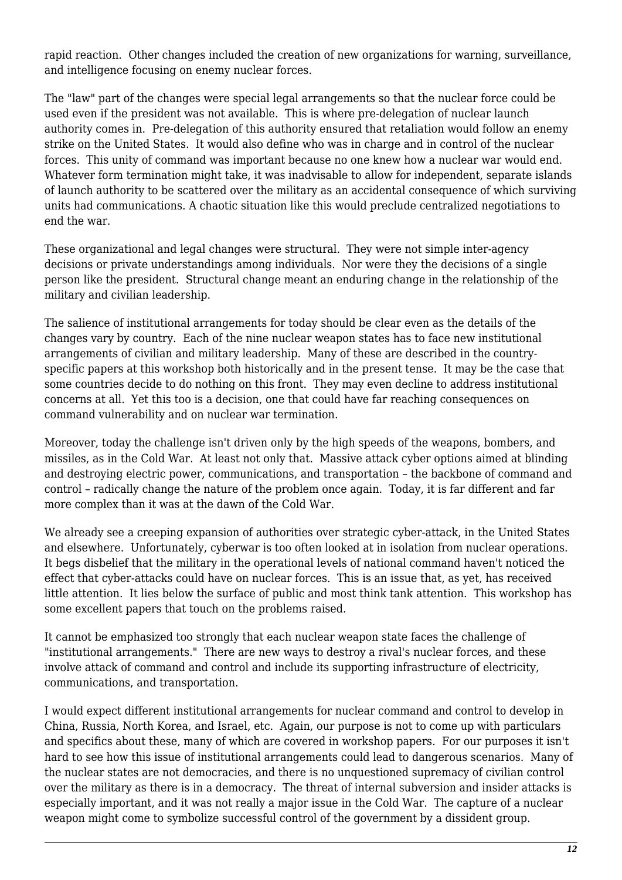rapid reaction. Other changes included the creation of new organizations for warning, surveillance, and intelligence focusing on enemy nuclear forces.

The "law" part of the changes were special legal arrangements so that the nuclear force could be used even if the president was not available. This is where pre-delegation of nuclear launch authority comes in. Pre-delegation of this authority ensured that retaliation would follow an enemy strike on the United States. It would also define who was in charge and in control of the nuclear forces. This unity of command was important because no one knew how a nuclear war would end. Whatever form termination might take, it was inadvisable to allow for independent, separate islands of launch authority to be scattered over the military as an accidental consequence of which surviving units had communications. A chaotic situation like this would preclude centralized negotiations to end the war.

These organizational and legal changes were structural. They were not simple inter-agency decisions or private understandings among individuals. Nor were they the decisions of a single person like the president. Structural change meant an enduring change in the relationship of the military and civilian leadership.

The salience of institutional arrangements for today should be clear even as the details of the changes vary by country. Each of the nine nuclear weapon states has to face new institutional arrangements of civilian and military leadership. Many of these are described in the country-specific papers at this workshop both historically and in the present tense. It may be the case that some countries decide to do nothing on this front. They may even decline to address institutional concerns at all. Yet this too is a decision, one that could have far reaching consequences on command vulnerability and on nuclear war termination.

Moreover, today the challenge isn't driven only by the high speeds of the weapons, bombers, and missiles, as in the Cold War. At least not only that. Massive attack cyber options aimed at blinding and destroying electric power, communications, and transportation – the backbone of command and control – radically change the nature of the problem once again. Today, it is far different and far more complex than it was at the dawn of the Cold War.

We already see a creeping expansion of authorities over strategic cyber-attack, in the United States and elsewhere. Unfortunately, cyberwar is too often looked at in isolation from nuclear operations. It begs disbelief that the military in the operational levels of national command haven't noticed the effect that cyber-attacks could have on nuclear forces. This is an issue that, as yet, has received little attention. It lies below the surface of public and most think tank attention. This workshop has some excellent papers that touch on the problems raised.

It cannot be emphasized too strongly that each nuclear weapon state faces the challenge of "institutional arrangements." There are new ways to destroy a rival's nuclear forces, and these involve attack of command and control and include its supporting infrastructure of electricity, communications, and transportation.

I would expect different institutional arrangements for nuclear command and control to develop in China, Russia, North Korea, and Israel, etc. Again, our purpose is not to come up with particulars and specifics about these, many of which are covered in workshop papers. For our purposes it isn't hard to see how this issue of institutional arrangements could lead to dangerous scenarios. Many of the nuclear states are not democracies, and there is no unquestioned supremacy of civilian control over the military as there is in a democracy. The threat of internal subversion and insider attacks is especially important, and it was not really a major issue in the Cold War. The capture of a nuclear weapon might come to symbolize successful control of the government by a dissident group.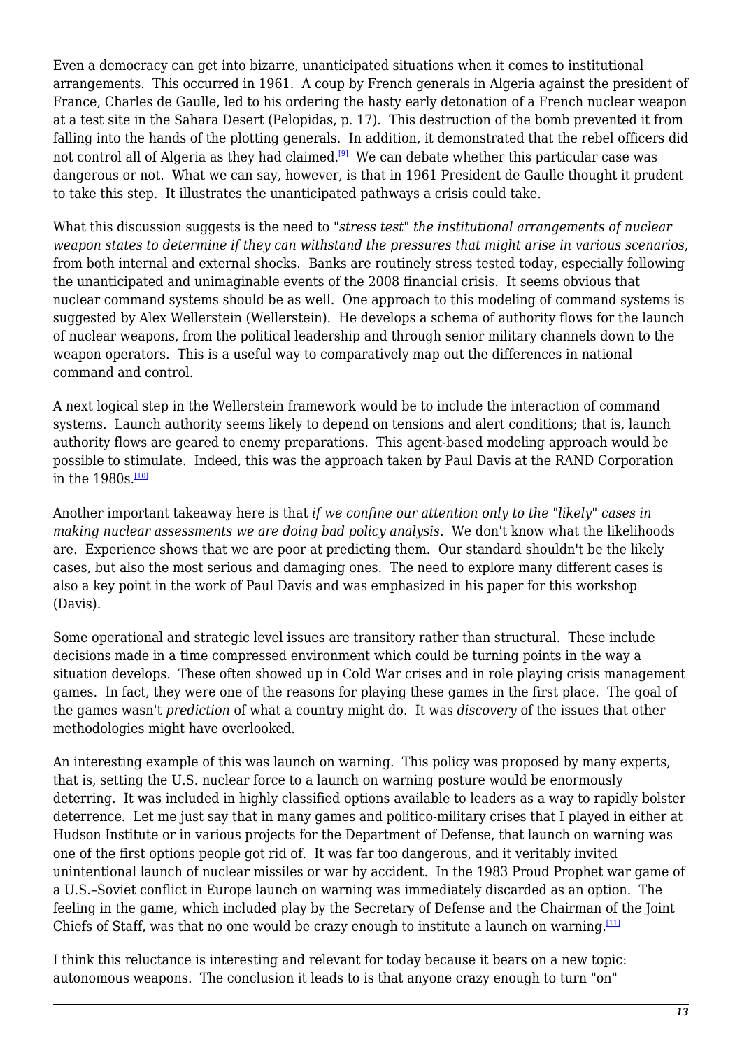Even a democracy can get into bizarre, unanticipated situations when it comes to institutional arrangements. This occurred in 1961. A coup by French generals in Algeria against the president of France, Charles de Gaulle, led to his ordering the hasty early detonation of a French nuclear weapon at a test site in the Sahara Desert (Pelopidas, p. 17). This destruction of the bomb prevented it from falling into the hands of the plotting generals. In addition, it demonstrated that the rebel officers did not control all of Algeria as they had claimed.[9] We can debate whether this particular case was dangerous or not. What we can say, however, is that in 1961 President de Gaulle thought it prudent to take this step. It illustrates the unanticipated pathways a crisis could take.

What this discussion suggests is the need to "*stress test*" *the institutional arrangements of nuclear weapon states to determine if they can withstand the pressures that might arise in various scenarios*, from both internal and external shocks. Banks are routinely stress tested today, especially following the unanticipated and unimaginable events of the 2008 financial crisis. It seems obvious that nuclear command systems should be as well. One approach to this modeling of command systems is suggested by Alex Wellerstein (Wellerstein). He develops a schema of authority flows for the launch of nuclear weapons, from the political leadership and through senior military channels down to the weapon operators. This is a useful way to comparatively map out the differences in national command and control.

A next logical step in the Wellerstein framework would be to include the interaction of command systems. Launch authority seems likely to depend on tensions and alert conditions; that is, launch authority flows are geared to enemy preparations. This agent-based modeling approach would be possible to stimulate. Indeed, this was the approach taken by Paul Davis at the RAND Corporation in the 1980s.[10]

Another important takeaway here is that *if we confine our attention only to the "likely" cases in making nuclear assessments we are doing bad policy analysis*. We don't know what the likelihoods are. Experience shows that we are poor at predicting them. Our standard shouldn't be the likely cases, but also the most serious and damaging ones. The need to explore many different cases is also a key point in the work of Paul Davis and was emphasized in his paper for this workshop (Davis).

Some operational and strategic level issues are transitory rather than structural. These include decisions made in a time compressed environment which could be turning points in the way a situation develops. These often showed up in Cold War crises and in role playing crisis management games. In fact, they were one of the reasons for playing these games in the first place. The goal of the games wasn't *prediction* of what a country might do. It was *discovery* of the issues that other methodologies might have overlooked.

An interesting example of this was launch on warning. This policy was proposed by many experts, that is, setting the U.S. nuclear force to a launch on warning posture would be enormously deterring. It was included in highly classified options available to leaders as a way to rapidly bolster deterrence. Let me just say that in many games and politico-military crises that I played in either at Hudson Institute or in various projects for the Department of Defense, that launch on warning was one of the first options people got rid of. It was far too dangerous, and it veritably invited unintentional launch of nuclear missiles or war by accident. In the 1983 Proud Prophet war game of a U.S.–Soviet conflict in Europe launch on warning was immediately discarded as an option. The feeling in the game, which included play by the Secretary of Defense and the Chairman of the Joint Chiefs of Staff, was that no one would be crazy enough to institute a launch on warning.[11]

I think this reluctance is interesting and relevant for today because it bears on a new topic: autonomous weapons. The conclusion it leads to is that anyone crazy enough to turn "on"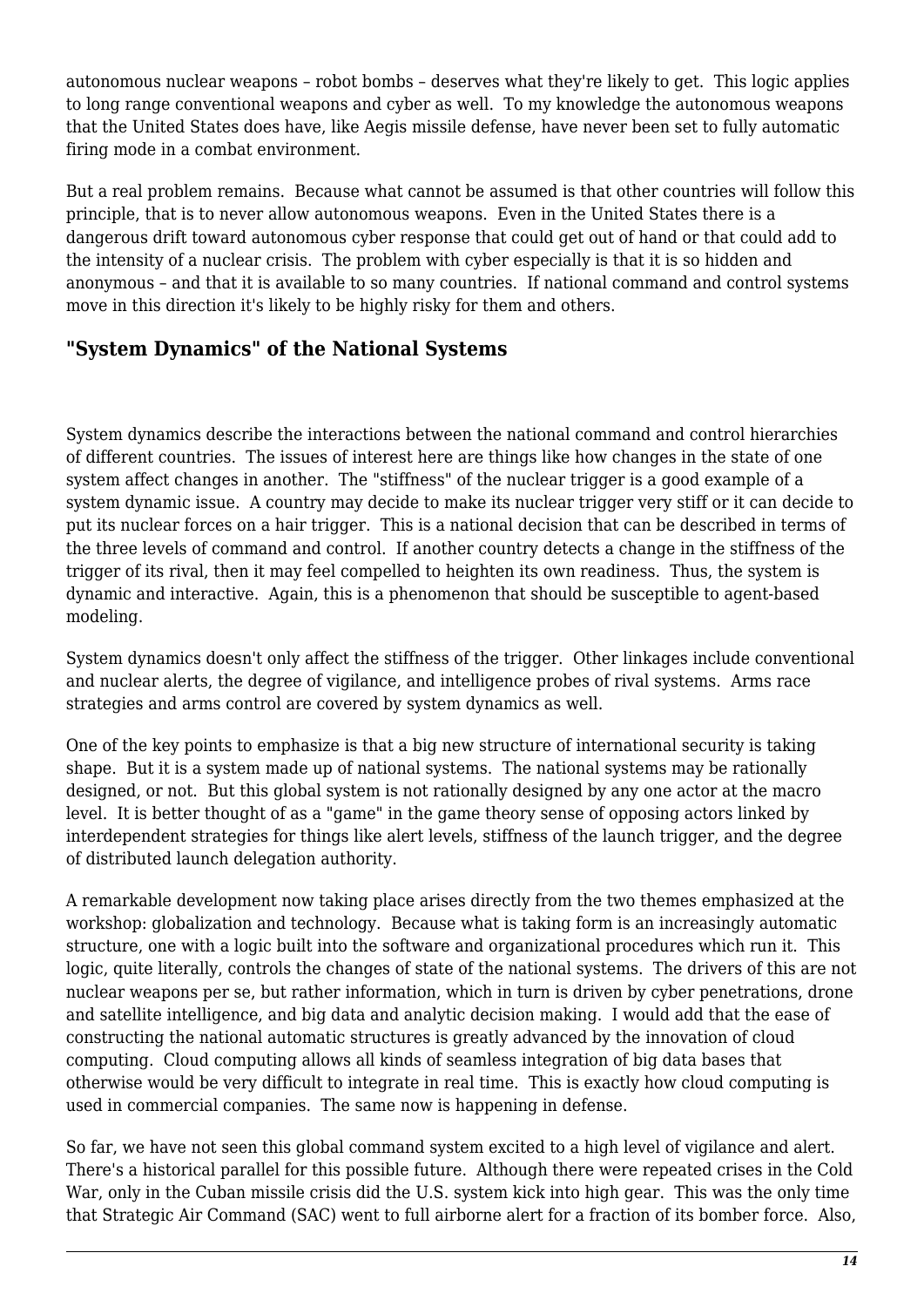autonomous nuclear weapons – robot bombs – deserves what they're likely to get. This logic applies to long range conventional weapons and cyber as well. To my knowledge the autonomous weapons that the United States does have, like Aegis missile defense, have never been set to fully automatic firing mode in a combat environment.

But a real problem remains. Because what cannot be assumed is that other countries will follow this principle, that is to never allow autonomous weapons. Even in the United States there is a dangerous drift toward autonomous cyber response that could get out of hand or that could add to the intensity of a nuclear crisis. The problem with cyber especially is that it is so hidden and anonymous – and that it is available to so many countries. If national command and control systems move in this direction it's likely to be highly risky for them and others.

## "System Dynamics" of the National Systems

System dynamics describe the interactions between the national command and control hierarchies of different countries. The issues of interest here are things like how changes in the state of one system affect changes in another. The "stiffness" of the nuclear trigger is a good example of a system dynamic issue. A country may decide to make its nuclear trigger very stiff or it can decide to put its nuclear forces on a hair trigger. This is a national decision that can be described in terms of the three levels of command and control. If another country detects a change in the stiffness of the trigger of its rival, then it may feel compelled to heighten its own readiness. Thus, the system is dynamic and interactive. Again, this is a phenomenon that should be susceptible to agent-based modeling.

System dynamics doesn't only affect the stiffness of the trigger. Other linkages include conventional and nuclear alerts, the degree of vigilance, and intelligence probes of rival systems. Arms race strategies and arms control are covered by system dynamics as well.

One of the key points to emphasize is that a big new structure of international security is taking shape. But it is a system made up of national systems. The national systems may be rationally designed, or not. But this global system is not rationally designed by any one actor at the macro level. It is better thought of as a "game" in the game theory sense of opposing actors linked by interdependent strategies for things like alert levels, stiffness of the launch trigger, and the degree of distributed launch delegation authority.

A remarkable development now taking place arises directly from the two themes emphasized at the workshop: globalization and technology. Because what is taking form is an increasingly automatic structure, one with a logic built into the software and organizational procedures which run it. This logic, quite literally, controls the changes of state of the national systems. The drivers of this are not nuclear weapons per se, but rather information, which in turn is driven by cyber penetrations, drone and satellite intelligence, and big data and analytic decision making. I would add that the ease of constructing the national automatic structures is greatly advanced by the innovation of cloud computing. Cloud computing allows all kinds of seamless integration of big data bases that otherwise would be very difficult to integrate in real time. This is exactly how cloud computing is used in commercial companies. The same now is happening in defense.

So far, we have not seen this global command system excited to a high level of vigilance and alert. There's a historical parallel for this possible future. Although there were repeated crises in the Cold War, only in the Cuban missile crisis did the U.S. system kick into high gear. This was the only time that Strategic Air Command (SAC) went to full airborne alert for a fraction of its bomber force. Also,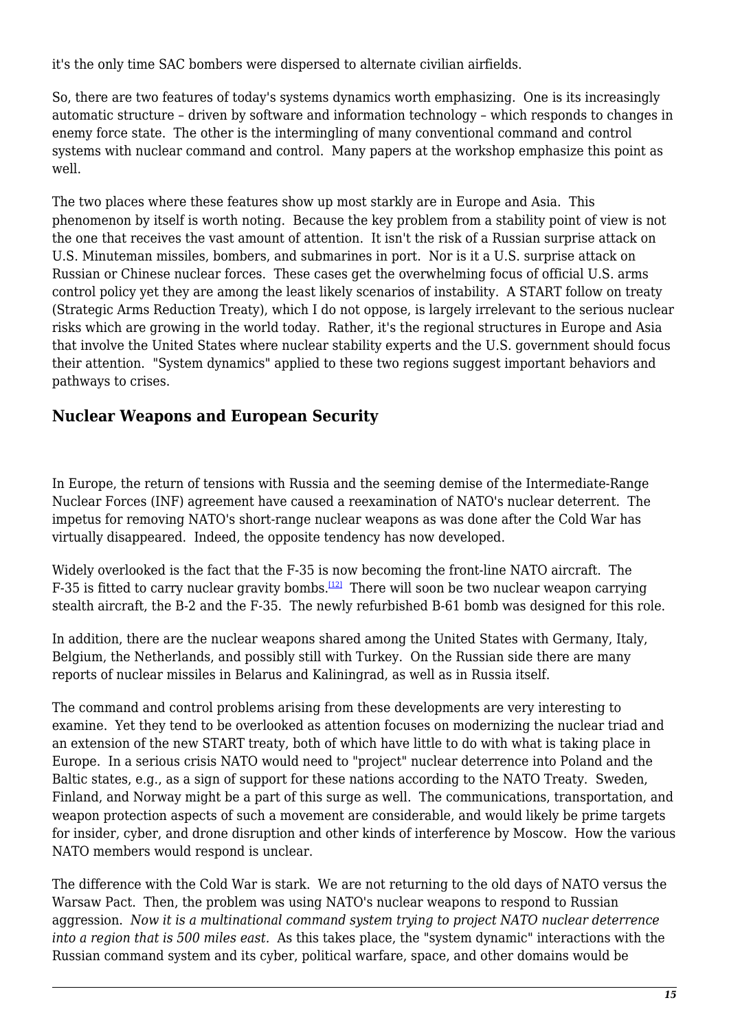it's the only time SAC bombers were dispersed to alternate civilian airfields.

So, there are two features of today's systems dynamics worth emphasizing. One is its increasingly automatic structure – driven by software and information technology – which responds to changes in enemy force state. The other is the intermingling of many conventional command and control systems with nuclear command and control. Many papers at the workshop emphasize this point as well.

The two places where these features show up most starkly are in Europe and Asia. This phenomenon by itself is worth noting. Because the key problem from a stability point of view is not the one that receives the vast amount of attention. It isn't the risk of a Russian surprise attack on U.S. Minuteman missiles, bombers, and submarines in port. Nor is it a U.S. surprise attack on Russian or Chinese nuclear forces. These cases get the overwhelming focus of official U.S. arms control policy yet they are among the least likely scenarios of instability. A START follow on treaty (Strategic Arms Reduction Treaty), which I do not oppose, is largely irrelevant to the serious nuclear risks which are growing in the world today. Rather, it's the regional structures in Europe and Asia that involve the United States where nuclear stability experts and the U.S. government should focus their attention. "System dynamics" applied to these two regions suggest important behaviors and pathways to crises.

## Nuclear Weapons and European Security

In Europe, the return of tensions with Russia and the seeming demise of the Intermediate-Range Nuclear Forces (INF) agreement have caused a reexamination of NATO's nuclear deterrent. The impetus for removing NATO's short-range nuclear weapons as was done after the Cold War has virtually disappeared. Indeed, the opposite tendency has now developed.

Widely overlooked is the fact that the F-35 is now becoming the front-line NATO aircraft. The F-35 is fitted to carry nuclear gravity bombs.[12] There will soon be two nuclear weapon carrying stealth aircraft, the B-2 and the F-35. The newly refurbished B-61 bomb was designed for this role.

In addition, there are the nuclear weapons shared among the United States with Germany, Italy, Belgium, the Netherlands, and possibly still with Turkey. On the Russian side there are many reports of nuclear missiles in Belarus and Kaliningrad, as well as in Russia itself.

The command and control problems arising from these developments are very interesting to examine. Yet they tend to be overlooked as attention focuses on modernizing the nuclear triad and an extension of the new START treaty, both of which have little to do with what is taking place in Europe. In a serious crisis NATO would need to "project" nuclear deterrence into Poland and the Baltic states, e.g., as a sign of support for these nations according to the NATO Treaty. Sweden, Finland, and Norway might be a part of this surge as well. The communications, transportation, and weapon protection aspects of such a movement are considerable, and would likely be prime targets for insider, cyber, and drone disruption and other kinds of interference by Moscow. How the various NATO members would respond is unclear.

The difference with the Cold War is stark. We are not returning to the old days of NATO versus the Warsaw Pact. Then, the problem was using NATO's nuclear weapons to respond to Russian aggression. *Now it is a multinational command system trying to project NATO nuclear deterrence into a region that is 500 miles east.* As this takes place, the "system dynamic" interactions with the Russian command system and its cyber, political warfare, space, and other domains would be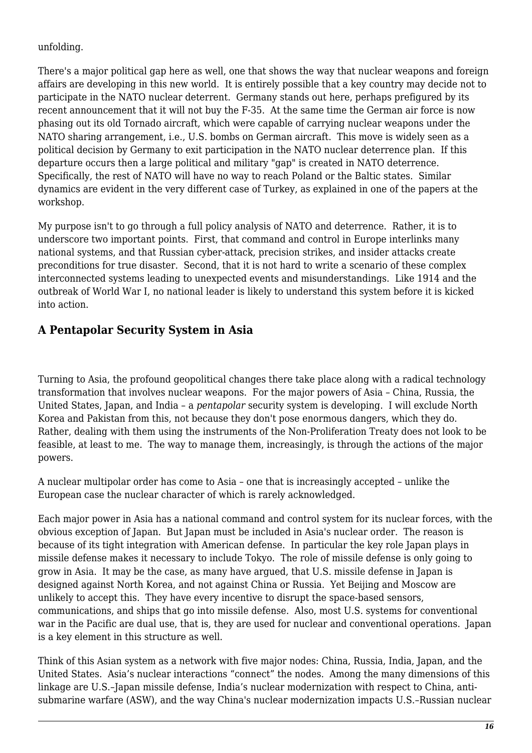unfolding.

There's a major political gap here as well, one that shows the way that nuclear weapons and foreign affairs are developing in this new world. It is entirely possible that a key country may decide not to participate in the NATO nuclear deterrent. Germany stands out here, perhaps prefigured by its recent announcement that it will not buy the F-35. At the same time the German air force is now phasing out its old Tornado aircraft, which were capable of carrying nuclear weapons under the NATO sharing arrangement, i.e., U.S. bombs on German aircraft. This move is widely seen as a political decision by Germany to exit participation in the NATO nuclear deterrence plan. If this departure occurs then a large political and military "gap" is created in NATO deterrence. Specifically, the rest of NATO will have no way to reach Poland or the Baltic states. Similar dynamics are evident in the very different case of Turkey, as explained in one of the papers at the workshop.

My purpose isn't to go through a full policy analysis of NATO and deterrence. Rather, it is to underscore two important points. First, that command and control in Europe interlinks many national systems, and that Russian cyber-attack, precision strikes, and insider attacks create preconditions for true disaster. Second, that it is not hard to write a scenario of these complex interconnected systems leading to unexpected events and misunderstandings. Like 1914 and the outbreak of World War I, no national leader is likely to understand this system before it is kicked into action.

## A Pentapolar Security System in Asia

Turning to Asia, the profound geopolitical changes there take place along with a radical technology transformation that involves nuclear weapons. For the major powers of Asia – China, Russia, the United States, Japan, and India – a *pentapolar* security system is developing. I will exclude North Korea and Pakistan from this, not because they don't pose enormous dangers, which they do. Rather, dealing with them using the instruments of the Non-Proliferation Treaty does not look to be feasible, at least to me. The way to manage them, increasingly, is through the actions of the major powers.

A nuclear multipolar order has come to Asia – one that is increasingly accepted – unlike the European case the nuclear character of which is rarely acknowledged.

Each major power in Asia has a national command and control system for its nuclear forces, with the obvious exception of Japan. But Japan must be included in Asia's nuclear order. The reason is because of its tight integration with American defense. In particular the key role Japan plays in missile defense makes it necessary to include Tokyo. The role of missile defense is only going to grow in Asia. It may be the case, as many have argued, that U.S. missile defense in Japan is designed against North Korea, and not against China or Russia. Yet Beijing and Moscow are unlikely to accept this. They have every incentive to disrupt the space-based sensors, communications, and ships that go into missile defense. Also, most U.S. systems for conventional war in the Pacific are dual use, that is, they are used for nuclear and conventional operations. Japan is a key element in this structure as well.

Think of this Asian system as a network with five major nodes: China, Russia, India, Japan, and the United States. Asia's nuclear interactions "connect" the nodes. Among the many dimensions of this linkage are U.S.–Japan missile defense, India's nuclear modernization with respect to China, anti-submarine warfare (ASW), and the way China's nuclear modernization impacts U.S.–Russian nuclear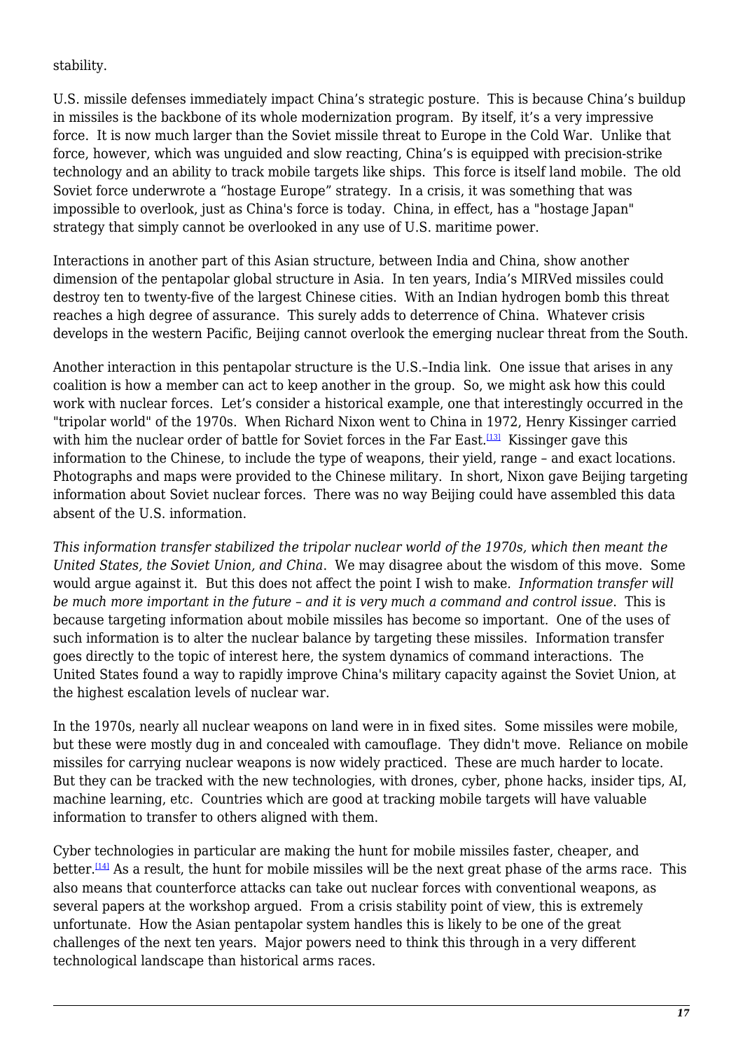stability.

U.S. missile defenses immediately impact China's strategic posture. This is because China's buildup in missiles is the backbone of its whole modernization program. By itself, it's a very impressive force. It is now much larger than the Soviet missile threat to Europe in the Cold War. Unlike that force, however, which was unguided and slow reacting, China's is equipped with precision-strike technology and an ability to track mobile targets like ships. This force is itself land mobile. The old Soviet force underwrote a "hostage Europe" strategy. In a crisis, it was something that was impossible to overlook, just as China's force is today. China, in effect, has a "hostage Japan" strategy that simply cannot be overlooked in any use of U.S. maritime power.

Interactions in another part of this Asian structure, between India and China, show another dimension of the pentapolar global structure in Asia. In ten years, India's MIRVed missiles could destroy ten to twenty-five of the largest Chinese cities. With an Indian hydrogen bomb this threat reaches a high degree of assurance. This surely adds to deterrence of China. Whatever crisis develops in the western Pacific, Beijing cannot overlook the emerging nuclear threat from the South.

Another interaction in this pentapolar structure is the U.S.–India link. One issue that arises in any coalition is how a member can act to keep another in the group. So, we might ask how this could work with nuclear forces. Let's consider a historical example, one that interestingly occurred in the "tripolar world" of the 1970s. When Richard Nixon went to China in 1972, Henry Kissinger carried with him the nuclear order of battle for Soviet forces in the Far East.[13] Kissinger gave this information to the Chinese, to include the type of weapons, their yield, range – and exact locations. Photographs and maps were provided to the Chinese military. In short, Nixon gave Beijing targeting information about Soviet nuclear forces. There was no way Beijing could have assembled this data absent of the U.S. information.

*This information transfer stabilized the tripolar nuclear world of the 1970s, which then meant the United States, the Soviet Union, and China*. We may disagree about the wisdom of this move. Some would argue against it. But this does not affect the point I wish to make. *Information transfer will be much more important in the future – and it is very much a command and control issue*. This is because targeting information about mobile missiles has become so important. One of the uses of such information is to alter the nuclear balance by targeting these missiles. Information transfer goes directly to the topic of interest here, the system dynamics of command interactions. The United States found a way to rapidly improve China's military capacity against the Soviet Union, at the highest escalation levels of nuclear war.

In the 1970s, nearly all nuclear weapons on land were in in fixed sites. Some missiles were mobile, but these were mostly dug in and concealed with camouflage. They didn't move. Reliance on mobile missiles for carrying nuclear weapons is now widely practiced. These are much harder to locate. But they can be tracked with the new technologies, with drones, cyber, phone hacks, insider tips, AI, machine learning, etc. Countries which are good at tracking mobile targets will have valuable information to transfer to others aligned with them.

Cyber technologies in particular are making the hunt for mobile missiles faster, cheaper, and better.[14] As a result, the hunt for mobile missiles will be the next great phase of the arms race. This also means that counterforce attacks can take out nuclear forces with conventional weapons, as several papers at the workshop argued. From a crisis stability point of view, this is extremely unfortunate. How the Asian pentapolar system handles this is likely to be one of the great challenges of the next ten years. Major powers need to think this through in a very different technological landscape than historical arms races.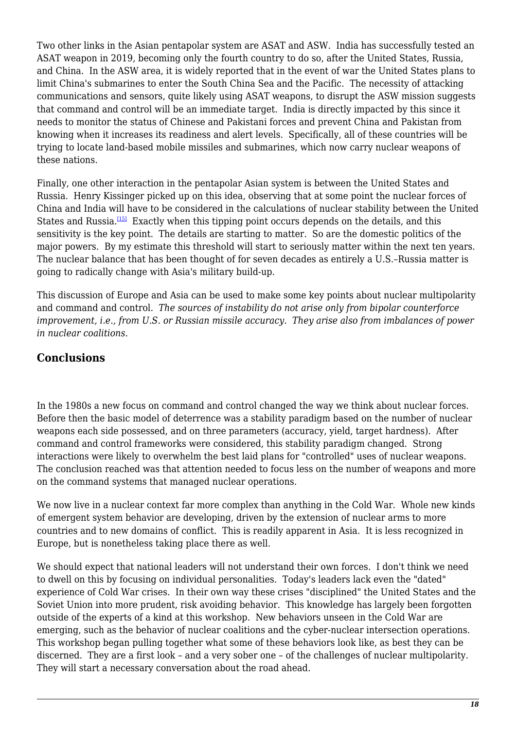Two other links in the Asian pentapolar system are ASAT and ASW. India has successfully tested an ASAT weapon in 2019, becoming only the fourth country to do so, after the United States, Russia, and China. In the ASW area, it is widely reported that in the event of war the United States plans to limit China's submarines to enter the South China Sea and the Pacific. The necessity of attacking communications and sensors, quite likely using ASAT weapons, to disrupt the ASW mission suggests that command and control will be an immediate target. India is directly impacted by this since it needs to monitor the status of Chinese and Pakistani forces and prevent China and Pakistan from knowing when it increases its readiness and alert levels. Specifically, all of these countries will be trying to locate land-based mobile missiles and submarines, which now carry nuclear weapons of these nations.

Finally, one other interaction in the pentapolar Asian system is between the United States and Russia. Henry Kissinger picked up on this idea, observing that at some point the nuclear forces of China and India will have to be considered in the calculations of nuclear stability between the United States and Russia.[15] Exactly when this tipping point occurs depends on the details, and this sensitivity is the key point. The details are starting to matter. So are the domestic politics of the major powers. By my estimate this threshold will start to seriously matter within the next ten years. The nuclear balance that has been thought of for seven decades as entirely a U.S.–Russia matter is going to radically change with Asia's military build-up.

This discussion of Europe and Asia can be used to make some key points about nuclear multipolarity and command and control. *The sources of instability do not arise only from bipolar counterforce improvement, i.e., from U.S. or Russian missile accuracy. They arise also from imbalances of power in nuclear coalitions.*

## Conclusions

In the 1980s a new focus on command and control changed the way we think about nuclear forces. Before then the basic model of deterrence was a stability paradigm based on the number of nuclear weapons each side possessed, and on three parameters (accuracy, yield, target hardness). After command and control frameworks were considered, this stability paradigm changed. Strong interactions were likely to overwhelm the best laid plans for "controlled" uses of nuclear weapons. The conclusion reached was that attention needed to focus less on the number of weapons and more on the command systems that managed nuclear operations.

We now live in a nuclear context far more complex than anything in the Cold War. Whole new kinds of emergent system behavior are developing, driven by the extension of nuclear arms to more countries and to new domains of conflict. This is readily apparent in Asia. It is less recognized in Europe, but is nonetheless taking place there as well.

We should expect that national leaders will not understand their own forces. I don't think we need to dwell on this by focusing on individual personalities. Today's leaders lack even the "dated" experience of Cold War crises. In their own way these crises "disciplined" the United States and the Soviet Union into more prudent, risk avoiding behavior. This knowledge has largely been forgotten outside of the experts of a kind at this workshop. New behaviors unseen in the Cold War are emerging, such as the behavior of nuclear coalitions and the cyber-nuclear intersection operations. This workshop began pulling together what some of these behaviors look like, as best they can be discerned. They are a first look – and a very sober one – of the challenges of nuclear multipolarity. They will start a necessary conversation about the road ahead.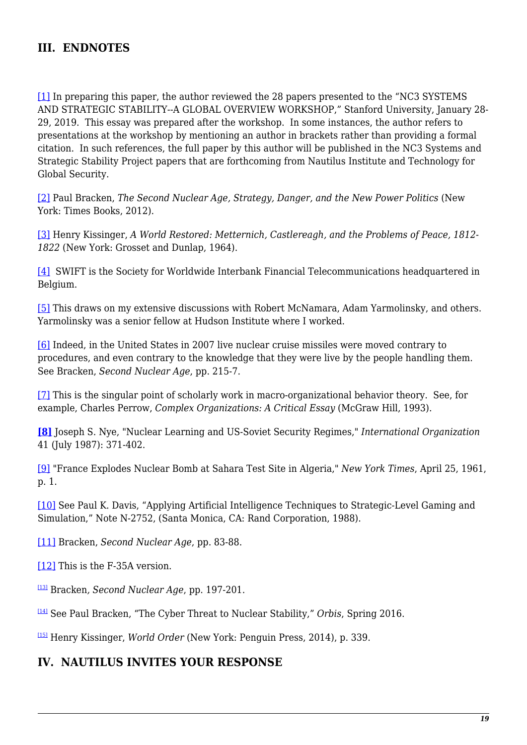## III. ENDNOTES

[1] In preparing this paper, the author reviewed the 28 papers presented to the “NC3 SYSTEMS AND STRATEGIC STABILITY--A GLOBAL OVERVIEW WORKSHOP,” Stanford University, January 28-29, 2019. This essay was prepared after the workshop. In some instances, the author refers to presentations at the workshop by mentioning an author in brackets rather than providing a formal citation. In such references, the full paper by this author will be published in the NC3 Systems and Strategic Stability Project papers that are forthcoming from Nautilus Institute and Technology for Global Security.

[2] Paul Bracken, *The Second Nuclear Age, Strategy, Danger, and the New Power Politics* (New York: Times Books, 2012).

[3] Henry Kissinger, *A World Restored: Metternich, Castlereagh, and the Problems of Peace, 1812-1822* (New York: Grosset and Dunlap, 1964).

[4] SWIFT is the Society for Worldwide Interbank Financial Telecommunications headquartered in Belgium.

[5] This draws on my extensive discussions with Robert McNamara, Adam Yarmolinsky, and others. Yarmolinsky was a senior fellow at Hudson Institute where I worked.

[6] Indeed, in the United States in 2007 live nuclear cruise missiles were moved contrary to procedures, and even contrary to the knowledge that they were live by the people handling them. See Bracken, *Second Nuclear Age*, pp. 215-7.

[7] This is the singular point of scholarly work in macro-organizational behavior theory. See, for example, Charles Perrow, *Complex Organizations: A Critical Essay* (McGraw Hill, 1993).

**[8]** Joseph S. Nye, "Nuclear Learning and US-Soviet Security Regimes," *International Organization* 41 (July 1987): 371-402.

[9] "France Explodes Nuclear Bomb at Sahara Test Site in Algeria," *New York Times*, April 25, 1961, p. 1.

[10] See Paul K. Davis, “Applying Artificial Intelligence Techniques to Strategic-Level Gaming and Simulation,” Note N-2752, (Santa Monica, CA: Rand Corporation, 1988).

[11] Bracken, *Second Nuclear Age*, pp. 83-88.

[12] This is the F-35A version.

[13] Bracken*, Second Nuclear Age*, pp. 197-201.

[14] See Paul Bracken, “The Cyber Threat to Nuclear Stability,” *Orbis*, Spring 2016.

[15] Henry Kissinger, *World Order* (New York: Penguin Press, 2014), p. 339.

## IV. NAUTILUS INVITES YOUR RESPONSE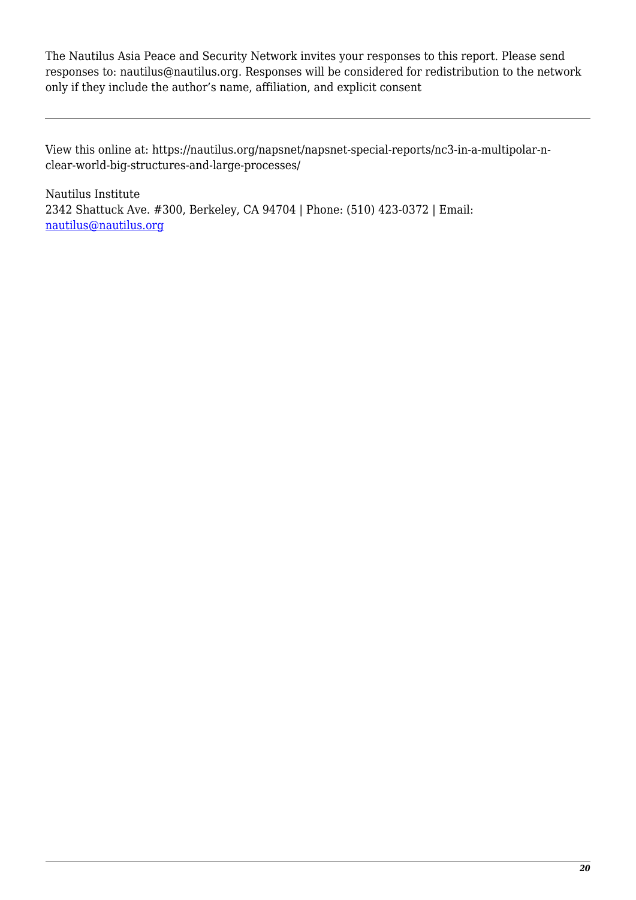The Nautilus Asia Peace and Security Network invites your responses to this report. Please send responses to: nautilus@nautilus.org. Responses will be considered for redistribution to the network only if they include the author's name, affiliation, and explicit consent

---

View this online at: https://nautilus.org/napsnet/napsnet-special-reports/nc3-in-a-multipolar-n-clear-world-big-structures-and-large-processes/

Nautilus Institute
2342 Shattuck Ave. #300, Berkeley, CA 94704 | Phone: (510) 423-0372 | Email: nautilus@nautilus.org